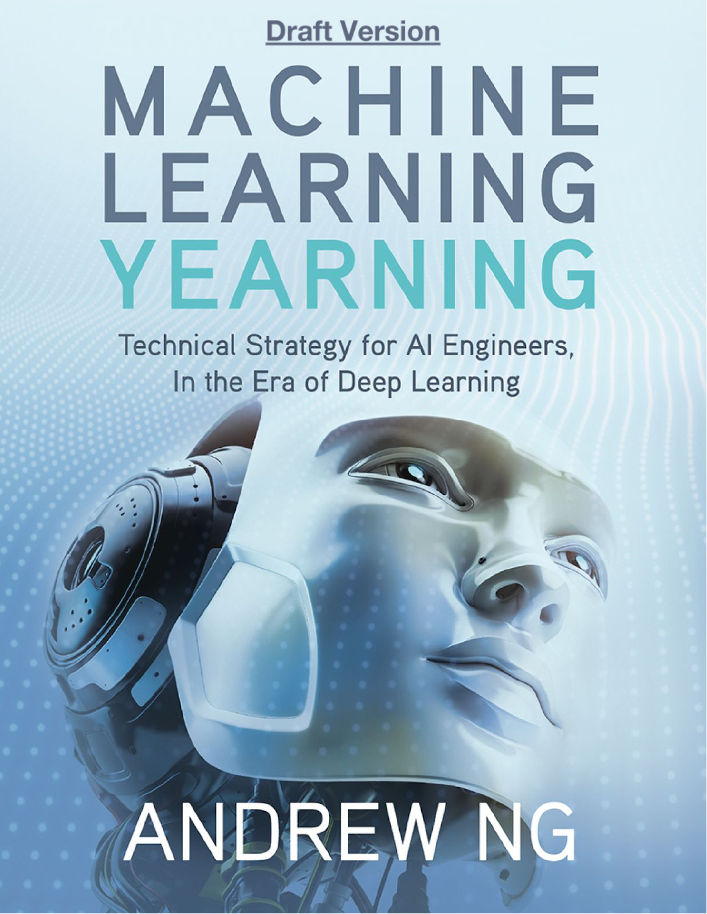**Draft Version**

# MACHINE LEARNING YEARNING

## Technical Strategy for AI Engineers, In the Era of Deep Learning

ANDREW NG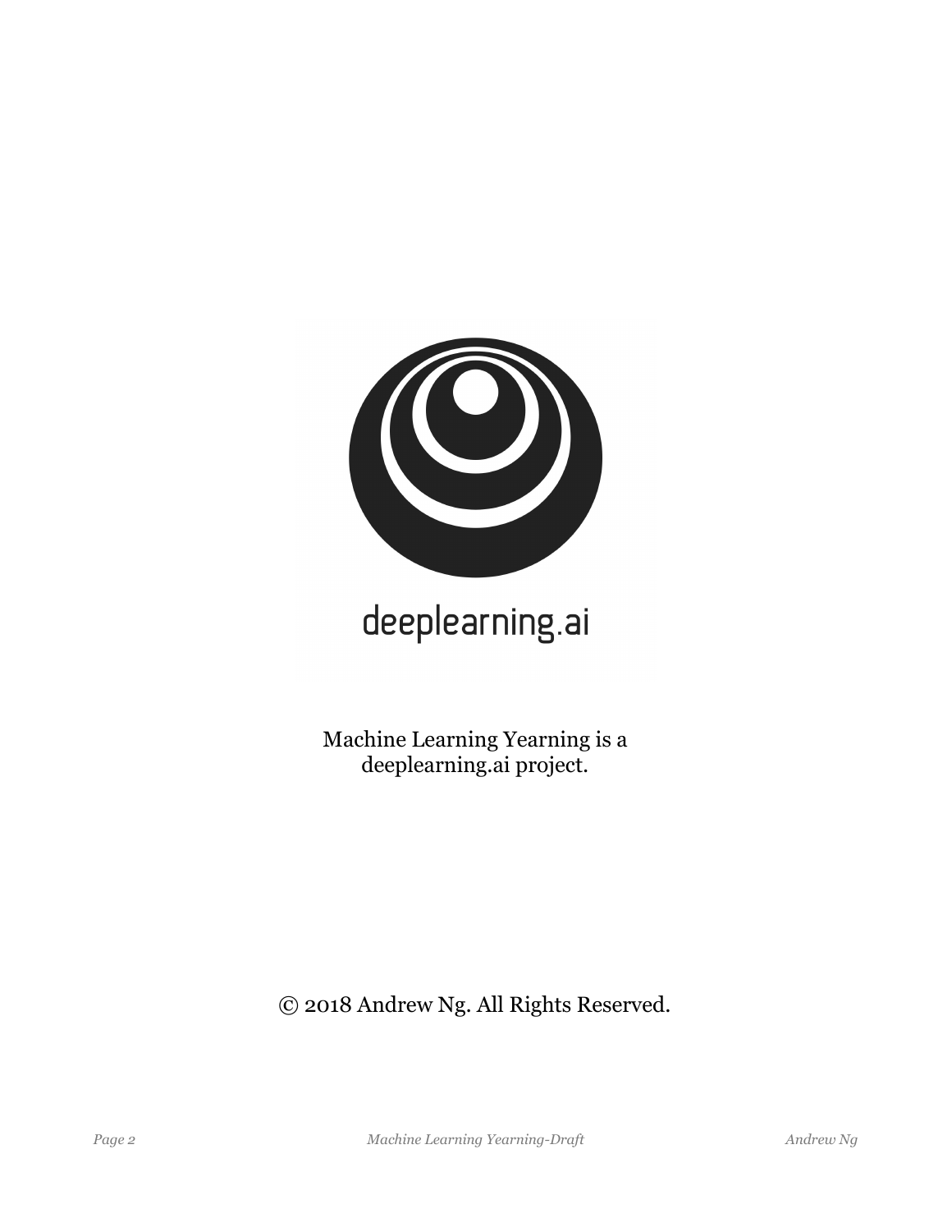deeplearning.ai

Machine Learning Yearning is a deeplearning.ai project.

© 2018 Andrew Ng. All Rights Reserved.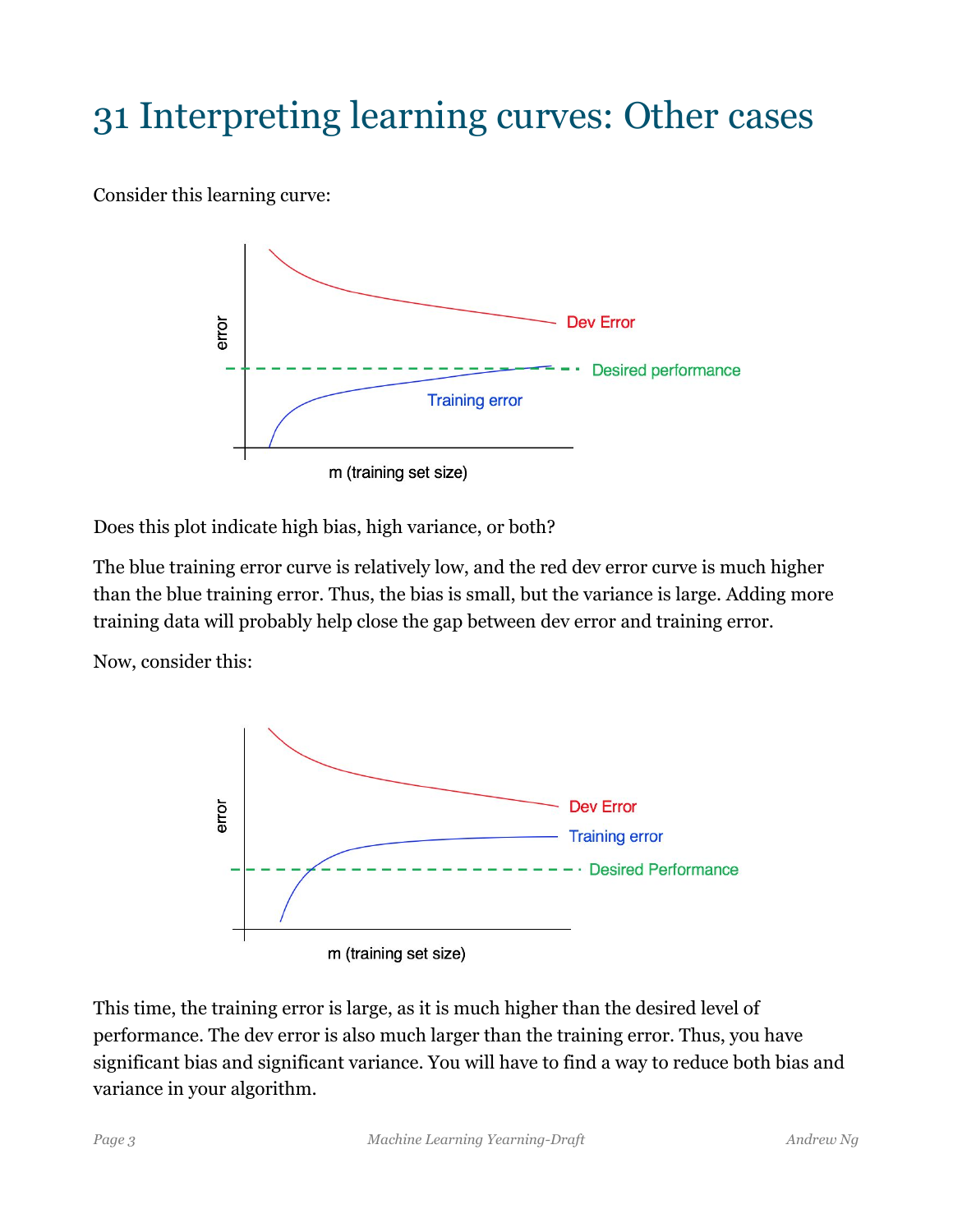# 31 Interpreting learning curves: Other cases

Consider this learning curve:

Does this plot indicate high bias, high variance, or both?

The blue training error curve is relatively low, and the red dev error curve is much higher than the blue training error. Thus, the bias is small, but the variance is large. Adding more training data will probably help close the gap between dev error and training error.

Now, consider this:

This time, the training error is large, as it is much higher than the desired level of performance. The dev error is also much larger than the training error. Thus, you have significant bias and significant variance. You will have to find a way to reduce both bias and variance in your algorithm.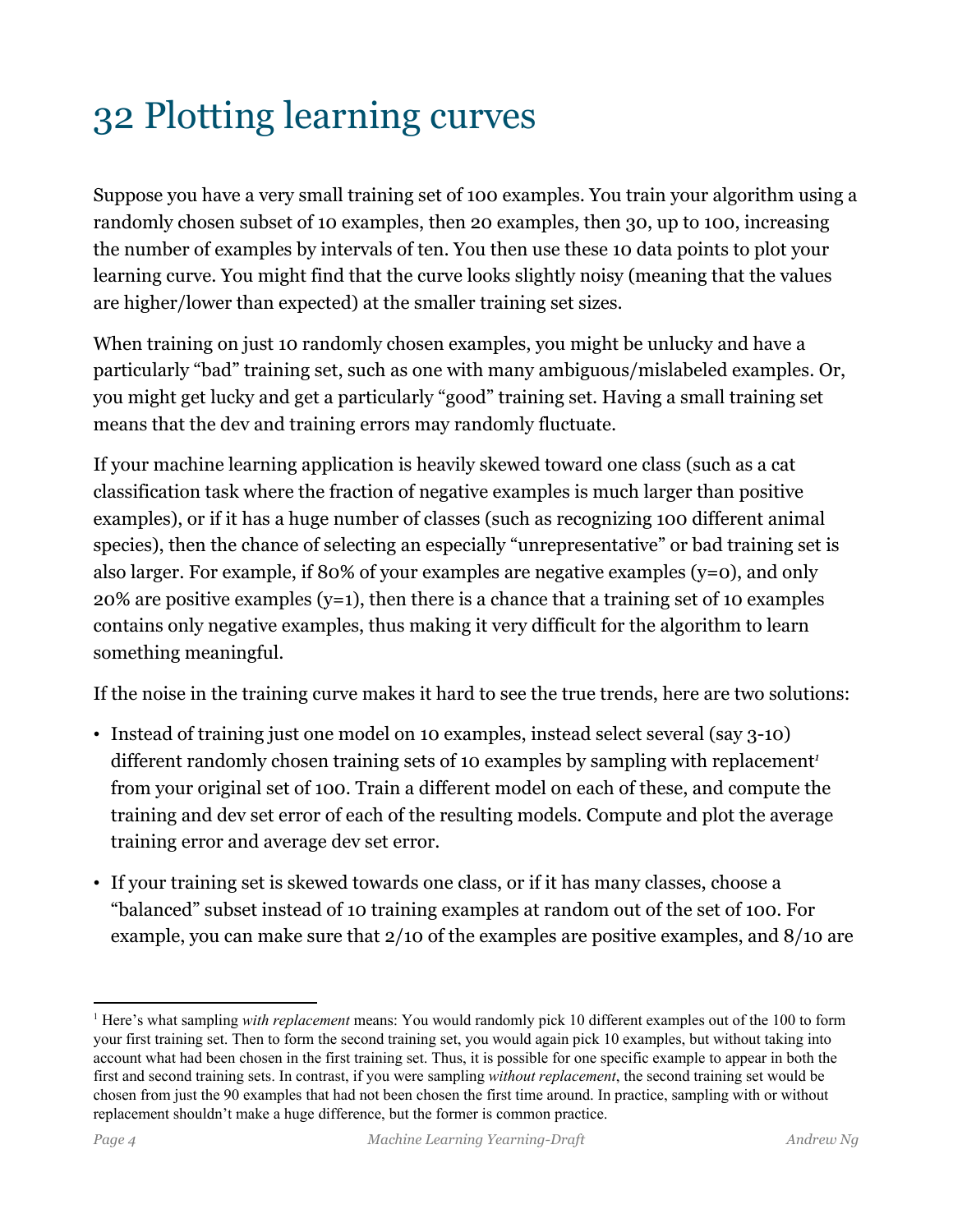# 32 Plotting learning curves

Suppose you have a very small training set of 100 examples. You train your algorithm using a randomly chosen subset of 10 examples, then 20 examples, then 30, up to 100, increasing the number of examples by intervals of ten. You then use these 10 data points to plot your learning curve. You might find that the curve looks slightly noisy (meaning that the values are higher/lower than expected) at the smaller training set sizes.

When training on just 10 randomly chosen examples, you might be unlucky and have a particularly "bad" training set, such as one with many ambiguous/mislabeled examples. Or, you might get lucky and get a particularly "good" training set. Having a small training set means that the dev and training errors may randomly fluctuate.

If your machine learning application is heavily skewed toward one class (such as a cat classification task where the fraction of negative examples is much larger than positive examples), or if it has a huge number of classes (such as recognizing 100 different animal species), then the chance of selecting an especially "unrepresentative" or bad training set is also larger. For example, if 80% of your examples are negative examples (y=0), and only 20% are positive examples (y=1), then there is a chance that a training set of 10 examples contains only negative examples, thus making it very difficult for the algorithm to learn something meaningful.

If the noise in the training curve makes it hard to see the true trends, here are two solutions:

- Instead of training just one model on 10 examples, instead select several (say 3-10) different randomly chosen training sets of 10 examples by sampling with replacement[1] from your original set of 100. Train a different model on each of these, and compute the training and dev set error of each of the resulting models. Compute and plot the average training error and average dev set error.
- If your training set is skewed towards one class, or if it has many classes, choose a "balanced" subset instead of 10 training examples at random out of the set of 100. For example, you can make sure that 2/10 of the examples are positive examples, and 8/10 are

[1] Here's what sampling *with replacement* means: You would randomly pick 10 different examples out of the 100 to form your first training set. Then to form the second training set, you would again pick 10 examples, but without taking into account what had been chosen in the first training set. Thus, it is possible for one specific example to appear in both the first and second training sets. In contrast, if you were sampling *without replacement*, the second training set would be chosen from just the 90 examples that had not been chosen the first time around. In practice, sampling with or without replacement shouldn't make a huge difference, but the former is common practice.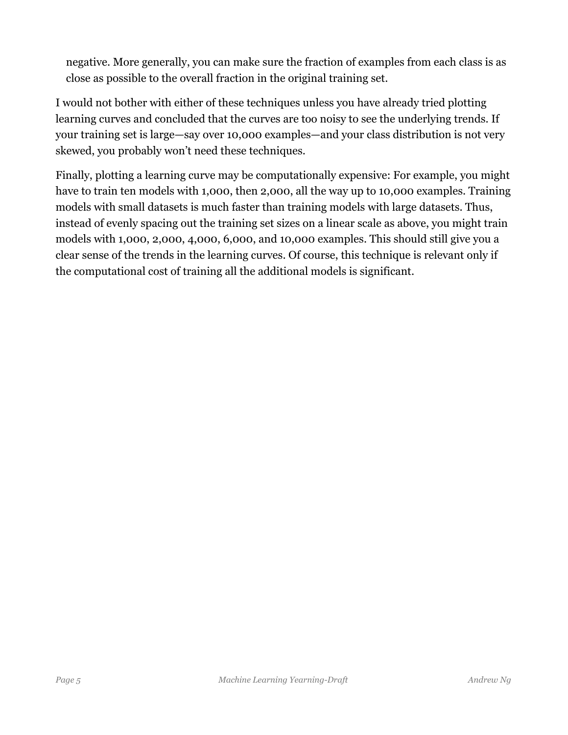negative. More generally, you can make sure the fraction of examples from each class is as close as possible to the overall fraction in the original training set.

I would not bother with either of these techniques unless you have already tried plotting learning curves and concluded that the curves are too noisy to see the underlying trends. If your training set is large—say over 10,000 examples—and your class distribution is not very skewed, you probably won't need these techniques.

Finally, plotting a learning curve may be computationally expensive: For example, you might have to train ten models with 1,000, then 2,000, all the way up to 10,000 examples. Training models with small datasets is much faster than training models with large datasets. Thus, instead of evenly spacing out the training set sizes on a linear scale as above, you might train models with 1,000, 2,000, 4,000, 6,000, and 10,000 examples. This should still give you a clear sense of the trends in the learning curves. Of course, this technique is relevant only if the computational cost of training all the additional models is significant.